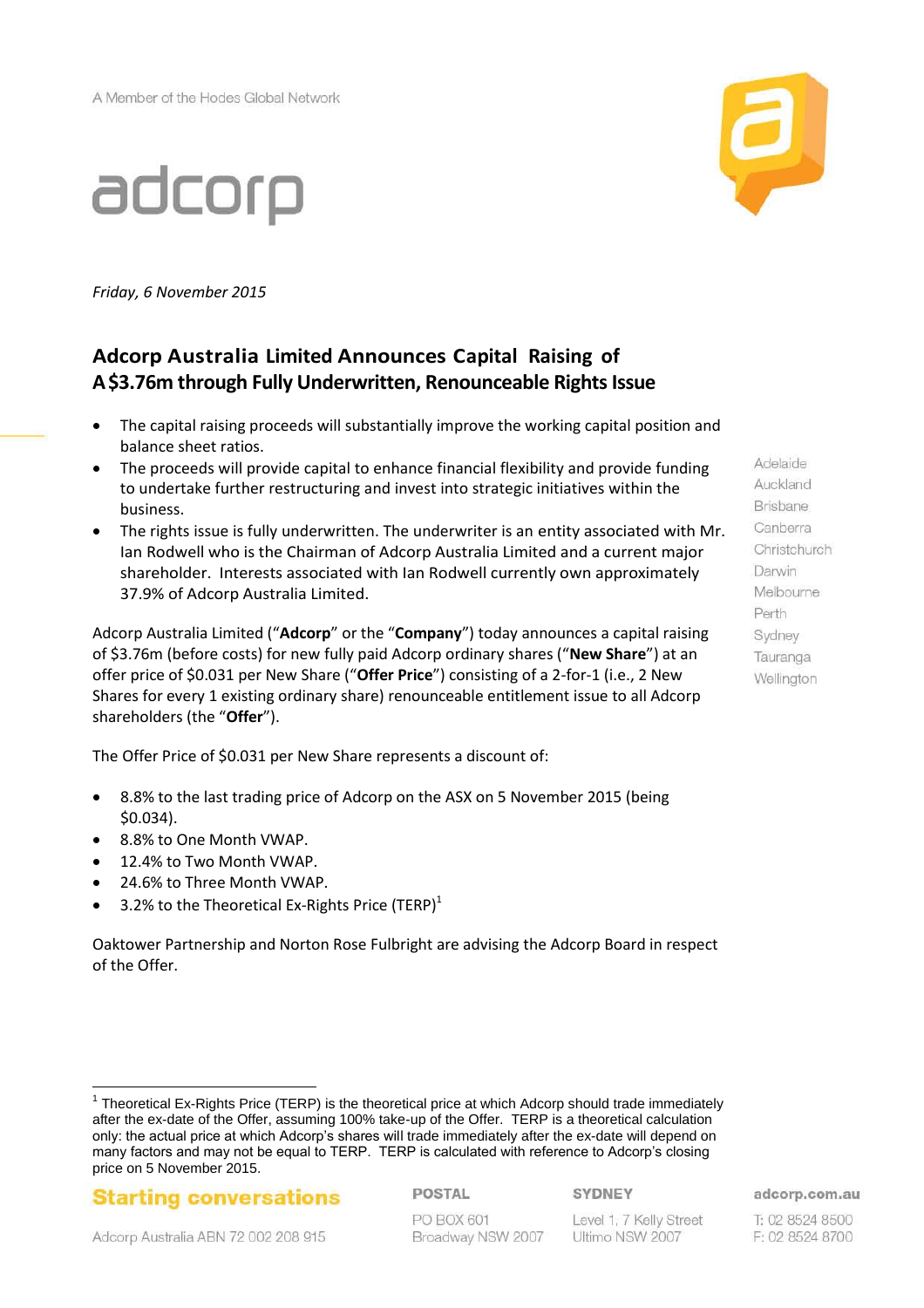A Member of the Hodes Global Network

adcorp

*Friday, 6 November 2015*

## Adcorp Australia Limited Announces Capital Raising of A$3.76m through Fully Underwritten, Renounceable Rights Issue

- The capital raising proceeds will substantially improve the working capital position and balance sheet ratios.
- The proceeds will provide capital to enhance financial flexibility and provide funding to undertake further restructuring and invest into strategic initiatives within the business.
- The rights issue is fully underwritten. The underwriter is an entity associated with Mr. Ian Rodwell who is the Chairman of Adcorp Australia Limited and a current major shareholder. Interests associated with Ian Rodwell currently own approximately 37.9% of Adcorp Australia Limited.

Adelaide
Auckland
Brisbane
Canberra
Christchurch
Darwin
Melbourne
Perth
Sydney
Tauranga
Wellington

Adcorp Australia Limited ("**Adcorp**" or the "**Company**") today announces a capital raising of $3.76m (before costs) for new fully paid Adcorp ordinary shares ("**New Share**") at an offer price of $0.031 per New Share ("**Offer Price**") consisting of a 2-for-1 (i.e., 2 New Shares for every 1 existing ordinary share) renounceable entitlement issue to all Adcorp shareholders (the "**Offer**").

The Offer Price of $0.031 per New Share represents a discount of:

- 8.8% to the last trading price of Adcorp on the ASX on 5 November 2015 (being $0.034).
- 8.8% to One Month VWAP.
- 12.4% to Two Month VWAP.
- 24.6% to Three Month VWAP.
- 3.2% to the Theoretical Ex-Rights Price (TERP)[1]

Oaktower Partnership and Norton Rose Fulbright are advising the Adcorp Board in respect of the Offer.

[1] Theoretical Ex-Rights Price (TERP) is the theoretical price at which Adcorp should trade immediately after the ex-date of the Offer, assuming 100% take-up of the Offer. TERP is a theoretical calculation only: the actual price at which Adcorp's shares will trade immediately after the ex-date will depend on many factors and may not be equal to TERP. TERP is calculated with reference to Adcorp's closing price on 5 November 2015.

**Starting conversations**

Adcorp Australia ABN 72 002 208 915

**POSTAL**
PO BOX 601
Broadway NSW 2007

**SYDNEY**
Level 1, 7 Kelly Street
Ultimo NSW 2007

**adcorp.com.au**
T: 02 8524 8500
F: 02 8524 8700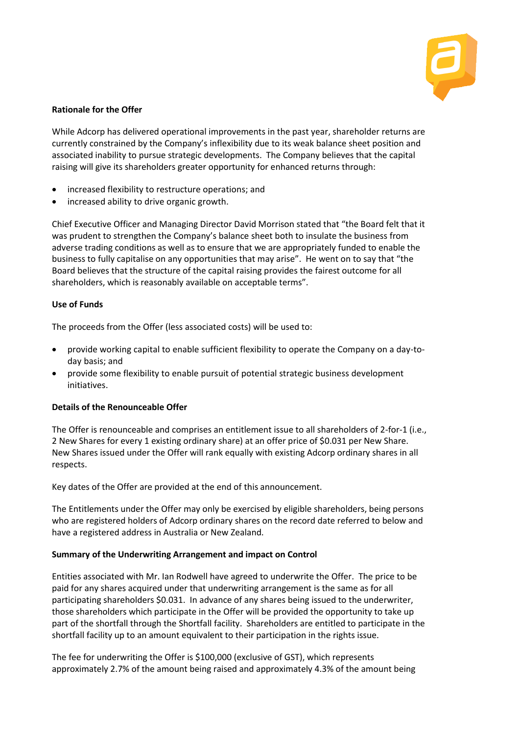**Rationale for the Offer**

While Adcorp has delivered operational improvements in the past year, shareholder returns are currently constrained by the Company's inflexibility due to its weak balance sheet position and associated inability to pursue strategic developments. The Company believes that the capital raising will give its shareholders greater opportunity for enhanced returns through:

- increased flexibility to restructure operations; and
- increased ability to drive organic growth.

Chief Executive Officer and Managing Director David Morrison stated that "the Board felt that it was prudent to strengthen the Company's balance sheet both to insulate the business from adverse trading conditions as well as to ensure that we are appropriately funded to enable the business to fully capitalise on any opportunities that may arise". He went on to say that "the Board believes that the structure of the capital raising provides the fairest outcome for all shareholders, which is reasonably available on acceptable terms".

**Use of Funds**

The proceeds from the Offer (less associated costs) will be used to:

- provide working capital to enable sufficient flexibility to operate the Company on a day-to-day basis; and
- provide some flexibility to enable pursuit of potential strategic business development initiatives.

**Details of the Renounceable Offer**

The Offer is renounceable and comprises an entitlement issue to all shareholders of 2-for-1 (i.e., 2 New Shares for every 1 existing ordinary share) at an offer price of $0.031 per New Share. New Shares issued under the Offer will rank equally with existing Adcorp ordinary shares in all respects.

Key dates of the Offer are provided at the end of this announcement.

The Entitlements under the Offer may only be exercised by eligible shareholders, being persons who are registered holders of Adcorp ordinary shares on the record date referred to below and have a registered address in Australia or New Zealand.

**Summary of the Underwriting Arrangement and impact on Control**

Entities associated with Mr. Ian Rodwell have agreed to underwrite the Offer. The price to be paid for any shares acquired under that underwriting arrangement is the same as for all participating shareholders $0.031. In advance of any shares being issued to the underwriter, those shareholders which participate in the Offer will be provided the opportunity to take up part of the shortfall through the Shortfall facility. Shareholders are entitled to participate in the shortfall facility up to an amount equivalent to their participation in the rights issue.

The fee for underwriting the Offer is $100,000 (exclusive of GST), which represents approximately 2.7% of the amount being raised and approximately 4.3% of the amount being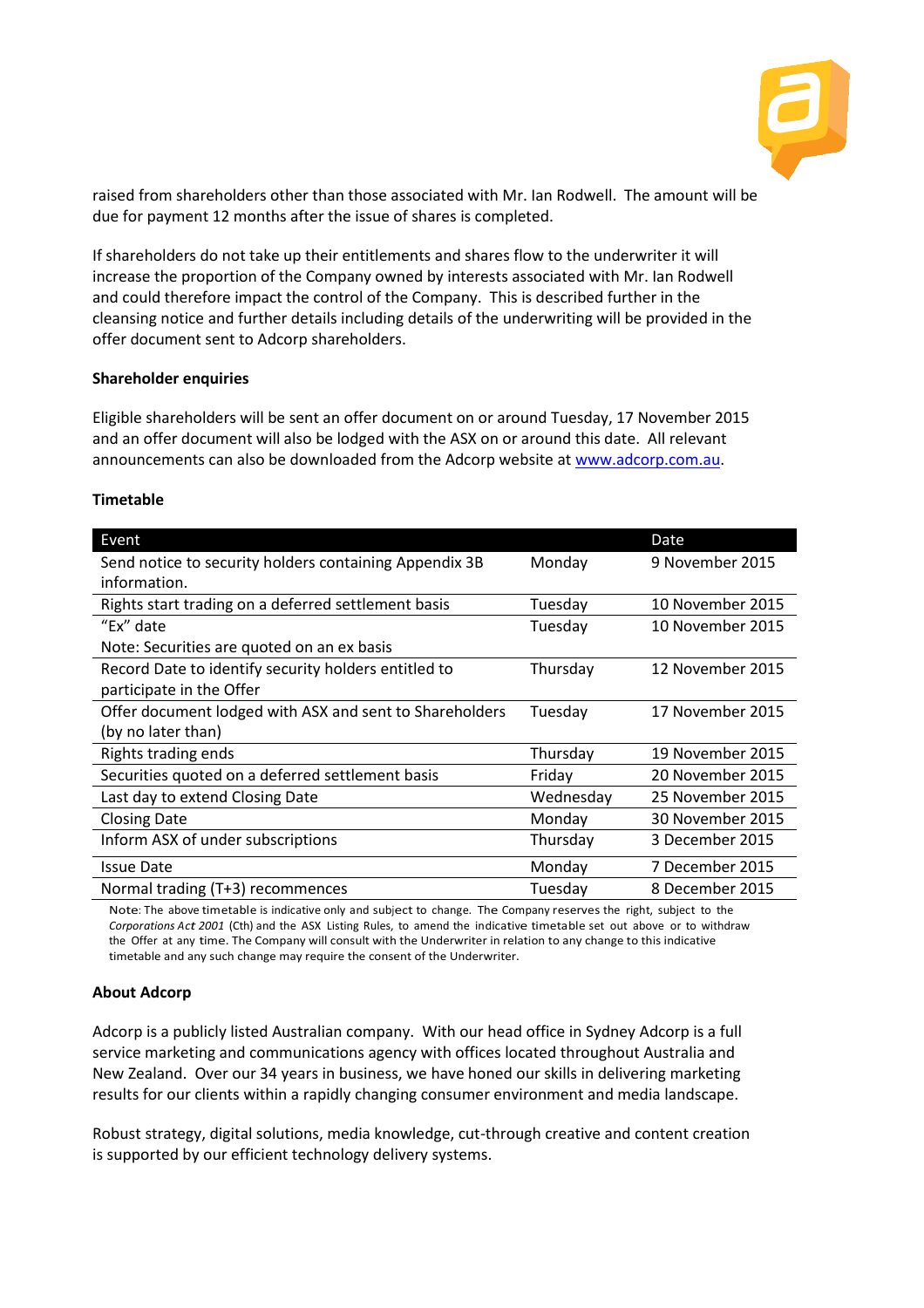raised from shareholders other than those associated with Mr. Ian Rodwell. The amount will be due for payment 12 months after the issue of shares is completed.

If shareholders do not take up their entitlements and shares flow to the underwriter it will increase the proportion of the Company owned by interests associated with Mr. Ian Rodwell and could therefore impact the control of the Company. This is described further in the cleansing notice and further details including details of the underwriting will be provided in the offer document sent to Adcorp shareholders.

**Shareholder enquiries**

Eligible shareholders will be sent an offer document on or around Tuesday, 17 November 2015 and an offer document will also be lodged with the ASX on or around this date. All relevant announcements can also be downloaded from the Adcorp website at www.adcorp.com.au.

**Timetable**

| Event | | Date |
|---|---|---|
| Send notice to security holders containing Appendix 3B information. | Monday | 9 November 2015 |
| Rights start trading on a deferred settlement basis | Tuesday | 10 November 2015 |
| "Ex" date<br>Note: Securities are quoted on an ex basis | Tuesday | 10 November 2015 |
| Record Date to identify security holders entitled to participate in the Offer | Thursday | 12 November 2015 |
| Offer document lodged with ASX and sent to Shareholders (by no later than) | Tuesday | 17 November 2015 |
| Rights trading ends | Thursday | 19 November 2015 |
| Securities quoted on a deferred settlement basis | Friday | 20 November 2015 |
| Last day to extend Closing Date | Wednesday | 25 November 2015 |
| Closing Date | Monday | 30 November 2015 |
| Inform ASX of under subscriptions | Thursday | 3 December 2015 |
| Issue Date | Monday | 7 December 2015 |
| Normal trading (T+3) recommences | Tuesday | 8 December 2015 |

Note: The above timetable is indicative only and subject to change. The Company reserves the right, subject to the *Corporations Act 2001* (Cth) and the ASX Listing Rules, to amend the indicative timetable set out above or to withdraw the Offer at any time. The Company will consult with the Underwriter in relation to any change to this indicative timetable and any such change may require the consent of the Underwriter.

**About Adcorp**

Adcorp is a publicly listed Australian company. With our head office in Sydney Adcorp is a full service marketing and communications agency with offices located throughout Australia and New Zealand. Over our 34 years in business, we have honed our skills in delivering marketing results for our clients within a rapidly changing consumer environment and media landscape.

Robust strategy, digital solutions, media knowledge, cut-through creative and content creation is supported by our efficient technology delivery systems.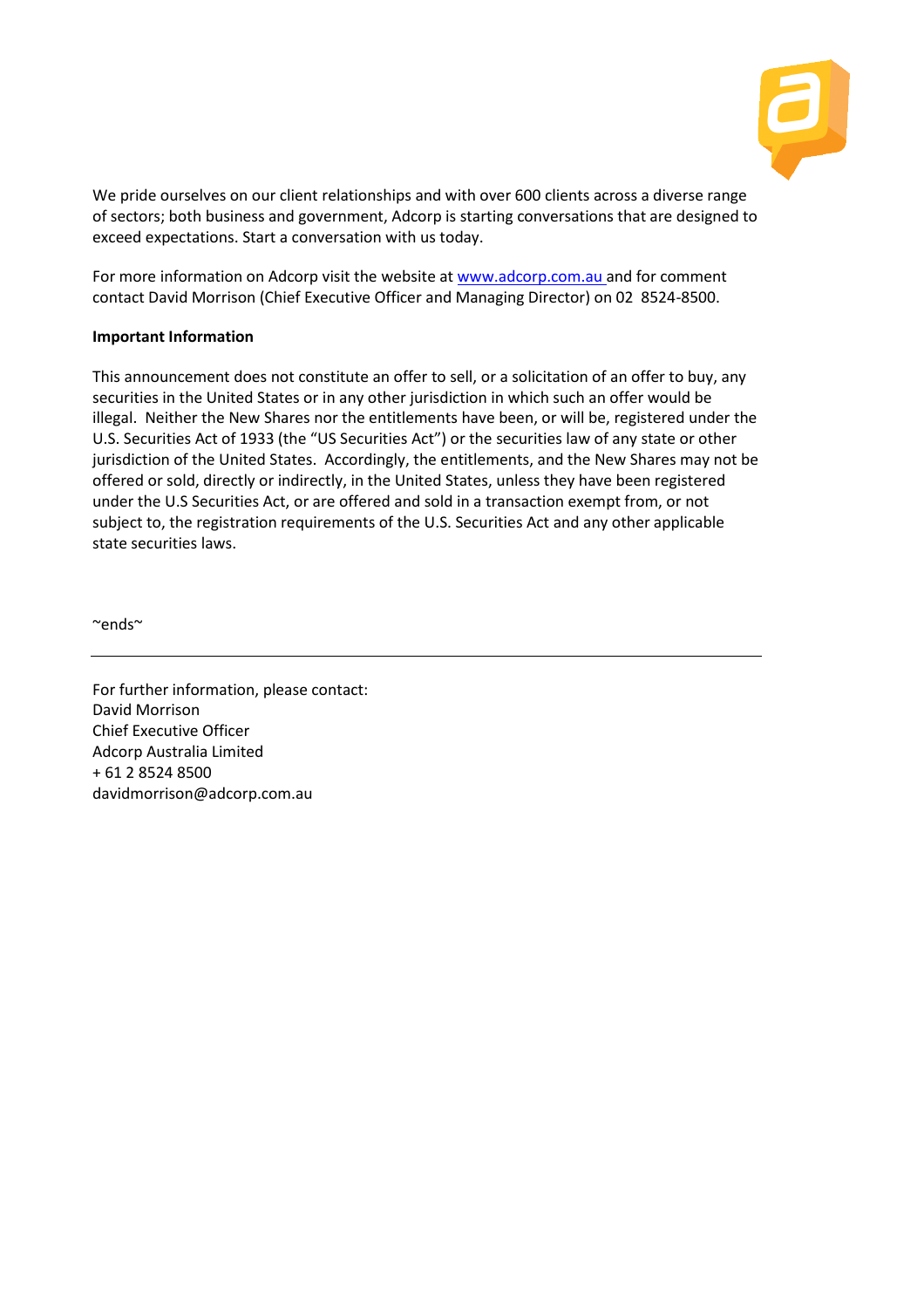We pride ourselves on our client relationships and with over 600 clients across a diverse range of sectors; both business and government, Adcorp is starting conversations that are designed to exceed expectations. Start a conversation with us today.

For more information on Adcorp visit the website at [www.adcorp.com.au](http://www.adcorp.com.au) and for comment contact David Morrison (Chief Executive Officer and Managing Director) on 02 8524-8500.

**Important Information**

This announcement does not constitute an offer to sell, or a solicitation of an offer to buy, any securities in the United States or in any other jurisdiction in which such an offer would be illegal. Neither the New Shares nor the entitlements have been, or will be, registered under the U.S. Securities Act of 1933 (the "US Securities Act") or the securities law of any state or other jurisdiction of the United States. Accordingly, the entitlements, and the New Shares may not be offered or sold, directly or indirectly, in the United States, unless they have been registered under the U.S Securities Act, or are offered and sold in a transaction exempt from, or not subject to, the registration requirements of the U.S. Securities Act and any other applicable state securities laws.

~ends~

---

For further information, please contact:
David Morrison
Chief Executive Officer
Adcorp Australia Limited
+ 61 2 8524 8500
davidmorrison@adcorp.com.au